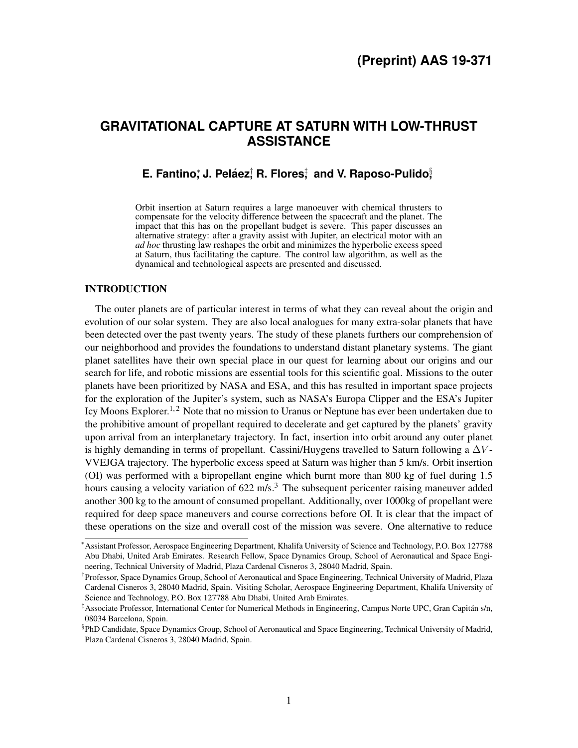**(Preprint) AAS 19-371**

# GRAVITATIONAL CAPTURE AT SATURN WITH LOW-THRUST ASSISTANCE

**E. Fantino,[*] J. Peláez,[†] R. Flores,[‡] and V. Raposo-Pulido,[§]**

Orbit insertion at Saturn requires a large manoeuver with chemical thrusters to compensate for the velocity difference between the spacecraft and the planet. The impact that this has on the propellant budget is severe. This paper discusses an alternative strategy: after a gravity assist with Jupiter, an electrical motor with an *ad hoc* thrusting law reshapes the orbit and minimizes the hyperbolic excess speed at Saturn, thus facilitating the capture. The control law algorithm, as well as the dynamical and technological aspects are presented and discussed.

## INTRODUCTION

The outer planets are of particular interest in terms of what they can reveal about the origin and evolution of our solar system. They are also local analogues for many extra-solar planets that have been detected over the past twenty years. The study of these planets furthers our comprehension of our neighborhood and provides the foundations to understand distant planetary systems. The giant planet satellites have their own special place in our quest for learning about our origins and our search for life, and robotic missions are essential tools for this scientific goal. Missions to the outer planets have been prioritized by NASA and ESA, and this has resulted in important space projects for the exploration of the Jupiter's system, such as NASA's Europa Clipper and the ESA's Jupiter Icy Moons Explorer.[1,2] Note that no mission to Uranus or Neptune has ever been undertaken due to the prohibitive amount of propellant required to decelerate and get captured by the planets' gravity upon arrival from an interplanetary trajectory. In fact, insertion into orbit around any outer planet is highly demanding in terms of propellant. Cassini/Huygens travelled to Saturn following a $\Delta V$-VVEJGA trajectory. The hyperbolic excess speed at Saturn was higher than 5 km/s. Orbit insertion (OI) was performed with a bipropellant engine which burnt more than 800 kg of fuel during 1.5 hours causing a velocity variation of 622 m/s.[3] The subsequent pericenter raising maneuver added another 300 kg to the amount of consumed propellant. Additionally, over 1000kg of propellant were required for deep space maneuvers and course corrections before OI. It is clear that the impact of these operations on the size and overall cost of the mission was severe. One alternative to reduce

---

[*] Assistant Professor, Aerospace Engineering Department, Khalifa University of Science and Technology, P.O. Box 127788 Abu Dhabi, United Arab Emirates. Research Fellow, Space Dynamics Group, School of Aeronautical and Space Engineering, Technical University of Madrid, Plaza Cardenal Cisneros 3, 28040 Madrid, Spain.

[†] Professor, Space Dynamics Group, School of Aeronautical and Space Engineering, Technical University of Madrid, Plaza Cardenal Cisneros 3, 28040 Madrid, Spain. Visiting Scholar, Aerospace Engineering Department, Khalifa University of Science and Technology, P.O. Box 127788 Abu Dhabi, United Arab Emirates.

[‡] Associate Professor, International Center for Numerical Methods in Engineering, Campus Norte UPC, Gran Capitán s/n, 08034 Barcelona, Spain.

[§] PhD Candidate, Space Dynamics Group, School of Aeronautical and Space Engineering, Technical University of Madrid, Plaza Cardenal Cisneros 3, 28040 Madrid, Spain.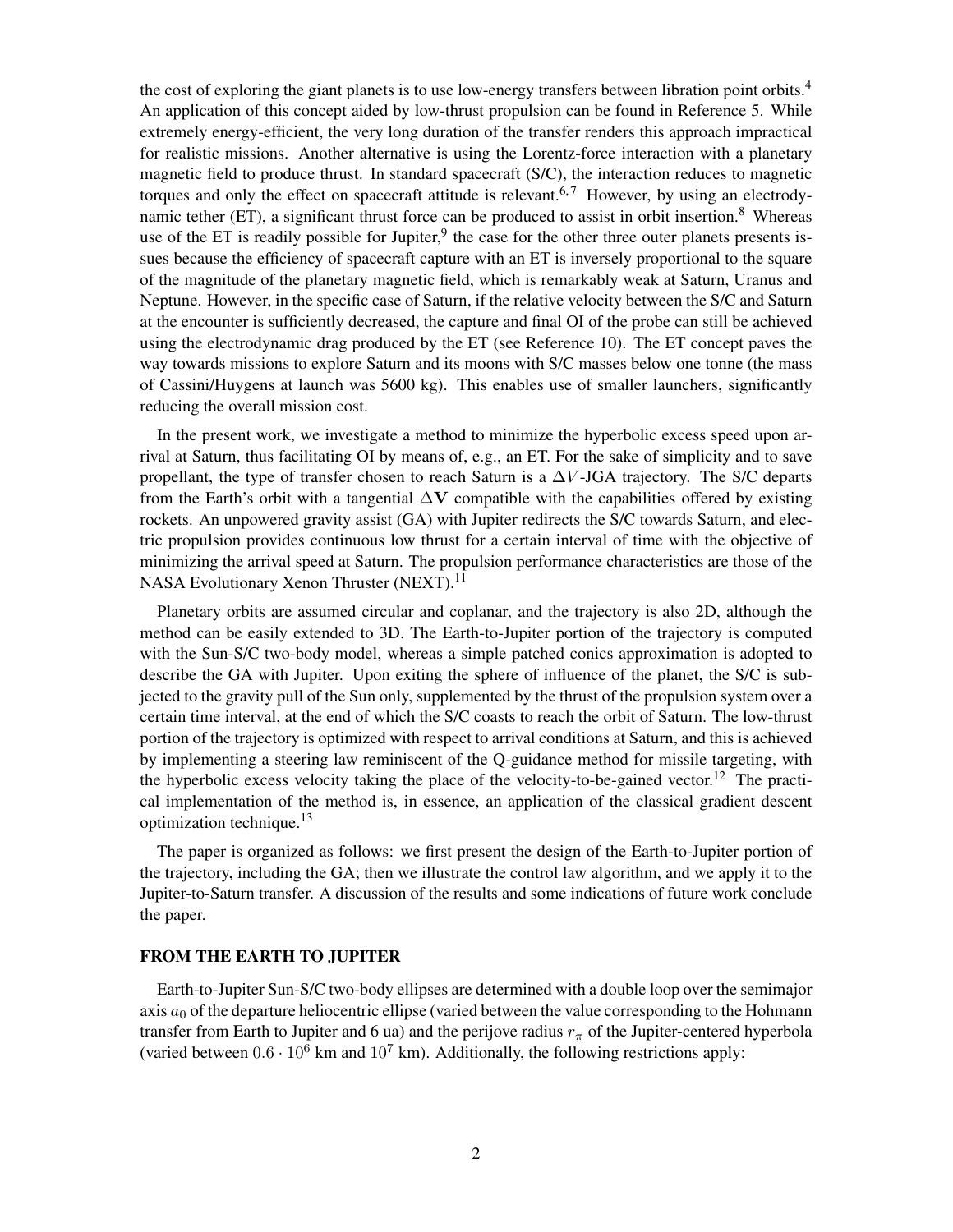the cost of exploring the giant planets is to use low-energy transfers between libration point orbits.[4] An application of this concept aided by low-thrust propulsion can be found in Reference 5. While extremely energy-efficient, the very long duration of the transfer renders this approach impractical for realistic missions. Another alternative is using the Lorentz-force interaction with a planetary magnetic field to produce thrust. In standard spacecraft (S/C), the interaction reduces to magnetic torques and only the effect on spacecraft attitude is relevant.[6,7] However, by using an electrodynamic tether (ET), a significant thrust force can be produced to assist in orbit insertion.[8] Whereas use of the ET is readily possible for Jupiter,[9] the case for the other three outer planets presents issues because the efficiency of spacecraft capture with an ET is inversely proportional to the square of the magnitude of the planetary magnetic field, which is remarkably weak at Saturn, Uranus and Neptune. However, in the specific case of Saturn, if the relative velocity between the S/C and Saturn at the encounter is sufficiently decreased, the capture and final OI of the probe can still be achieved using the electrodynamic drag produced by the ET (see Reference 10). The ET concept paves the way towards missions to explore Saturn and its moons with S/C masses below one tonne (the mass of Cassini/Huygens at launch was 5600 kg). This enables use of smaller launchers, significantly reducing the overall mission cost.

In the present work, we investigate a method to minimize the hyperbolic excess speed upon arrival at Saturn, thus facilitating OI by means of, e.g., an ET. For the sake of simplicity and to save propellant, the type of transfer chosen to reach Saturn is a $\Delta V$-JGA trajectory. The S/C departs from the Earth's orbit with a tangential $\Delta \mathbf{V}$ compatible with the capabilities offered by existing rockets. An unpowered gravity assist (GA) with Jupiter redirects the S/C towards Saturn, and electric propulsion provides continuous low thrust for a certain interval of time with the objective of minimizing the arrival speed at Saturn. The propulsion performance characteristics are those of the NASA Evolutionary Xenon Thruster (NEXT).[11]

Planetary orbits are assumed circular and coplanar, and the trajectory is also 2D, although the method can be easily extended to 3D. The Earth-to-Jupiter portion of the trajectory is computed with the Sun-S/C two-body model, whereas a simple patched conics approximation is adopted to describe the GA with Jupiter. Upon exiting the sphere of influence of the planet, the S/C is subjected to the gravity pull of the Sun only, supplemented by the thrust of the propulsion system over a certain time interval, at the end of which the S/C coasts to reach the orbit of Saturn. The low-thrust portion of the trajectory is optimized with respect to arrival conditions at Saturn, and this is achieved by implementing a steering law reminiscent of the Q-guidance method for missile targeting, with the hyperbolic excess velocity taking the place of the velocity-to-be-gained vector.[12] The practical implementation of the method is, in essence, an application of the classical gradient descent optimization technique.[13]

The paper is organized as follows: we first present the design of the Earth-to-Jupiter portion of the trajectory, including the GA; then we illustrate the control law algorithm, and we apply it to the Jupiter-to-Saturn transfer. A discussion of the results and some indications of future work conclude the paper.

## FROM THE EARTH TO JUPITER

Earth-to-Jupiter Sun-S/C two-body ellipses are determined with a double loop over the semimajor axis $a_0$ of the departure heliocentric ellipse (varied between the value corresponding to the Hohmann transfer from Earth to Jupiter and 6 ua) and the perijove radius $r_\pi$ of the Jupiter-centered hyperbola (varied between $0.6 \cdot 10^6$ km and $10^7$ km). Additionally, the following restrictions apply: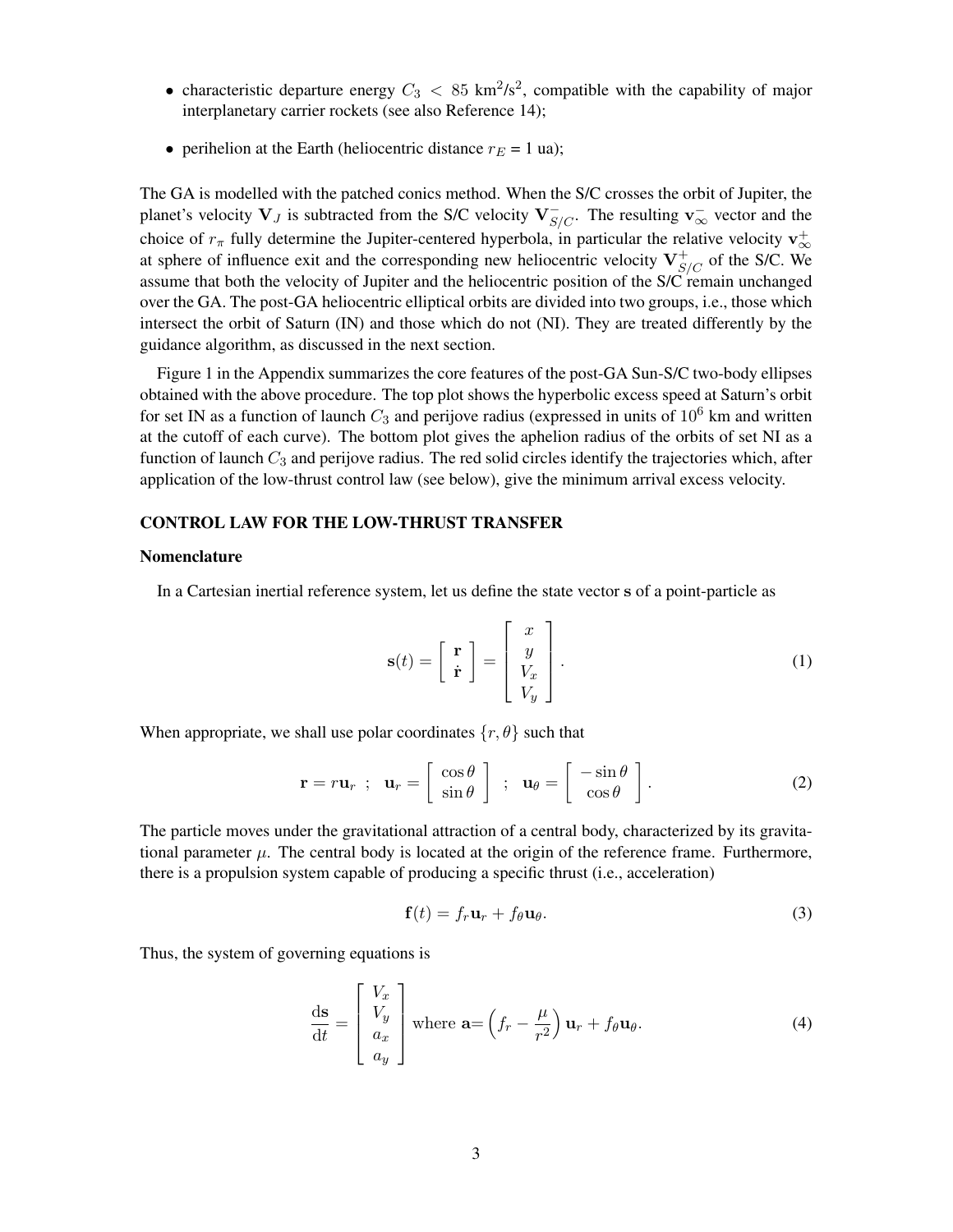- characteristic departure energy $C_3 < 85$ km$^2$/s$^2$, compatible with the capability of major interplanetary carrier rockets (see also Reference 14);
- perihelion at the Earth (heliocentric distance $r_E$ = 1 ua);

The GA is modelled with the patched conics method. When the S/C crosses the orbit of Jupiter, the planet's velocity $\mathbf{V}_J$ is subtracted from the S/C velocity $\mathbf{V}^-_{S/C}$. The resulting $\mathbf{v}^-_\infty$ vector and the choice of $r_\pi$ fully determine the Jupiter-centered hyperbola, in particular the relative velocity $\mathbf{v}^+_\infty$ at sphere of influence exit and the corresponding new heliocentric velocity $\mathbf{V}^+_{S/C}$ of the S/C. We assume that both the velocity of Jupiter and the heliocentric position of the S/C remain unchanged over the GA. The post-GA heliocentric elliptical orbits are divided into two groups, i.e., those which intersect the orbit of Saturn (IN) and those which do not (NI). They are treated differently by the guidance algorithm, as discussed in the next section.

Figure 1 in the Appendix summarizes the core features of the post-GA Sun-S/C two-body ellipses obtained with the above procedure. The top plot shows the hyperbolic excess speed at Saturn's orbit for set IN as a function of launch $C_3$ and perijove radius (expressed in units of $10^6$ km and written at the cutoff of each curve). The bottom plot gives the aphelion radius of the orbits of set NI as a function of launch $C_3$ and perijove radius. The red solid circles identify the trajectories which, after application of the low-thrust control law (see below), give the minimum arrival excess velocity.

## CONTROL LAW FOR THE LOW-THRUST TRANSFER

### Nomenclature

In a Cartesian inertial reference system, let us define the state vector $\mathbf{s}$ of a point-particle as

$$\mathbf{s}(t) = \begin{bmatrix} \mathbf{r} \\ \dot{\mathbf{r}} \end{bmatrix} = \begin{bmatrix} x \\ y \\ V_x \\ V_y \end{bmatrix}. \tag{1}$$

When appropriate, we shall use polar coordinates $\{r, \theta\}$ such that

$$\mathbf{r} = r\mathbf{u}_r \;\; ; \;\; \mathbf{u}_r = \begin{bmatrix} \cos\theta \\ \sin\theta \end{bmatrix} \;\; ; \;\; \mathbf{u}_\theta = \begin{bmatrix} -\sin\theta \\ \cos\theta \end{bmatrix}. \tag{2}$$

The particle moves under the gravitational attraction of a central body, characterized by its gravitational parameter $\mu$. The central body is located at the origin of the reference frame. Furthermore, there is a propulsion system capable of producing a specific thrust (i.e., acceleration)

$$\mathbf{f}(t) = f_r\mathbf{u}_r + f_\theta\mathbf{u}_\theta. \tag{3}$$

Thus, the system of governing equations is

$$\frac{\mathrm{d}\mathbf{s}}{\mathrm{d}t} = \begin{bmatrix} V_x \\ V_y \\ a_x \\ a_y \end{bmatrix} \text{ where } \mathbf{a} = \left(f_r - \frac{\mu}{r^2}\right)\mathbf{u}_r + f_\theta\mathbf{u}_\theta. \tag{4}$$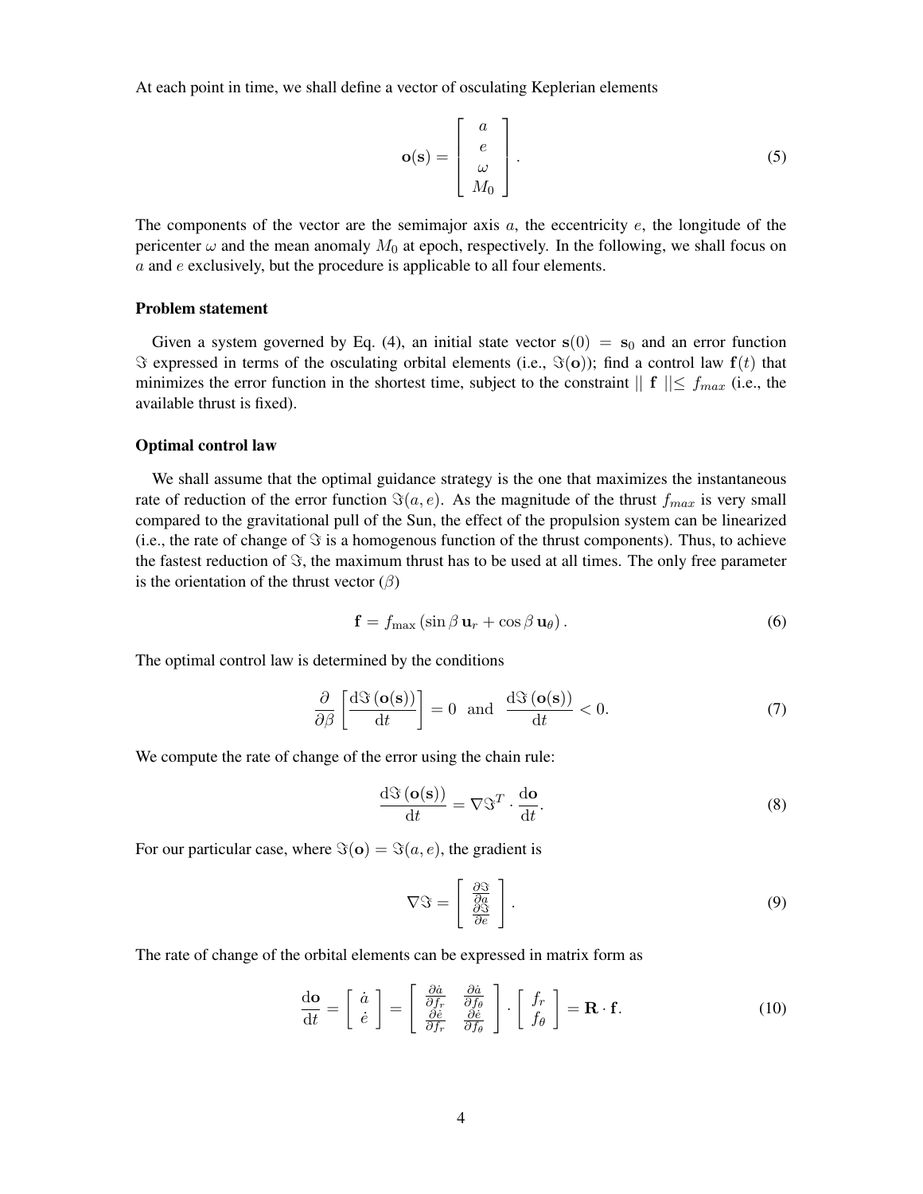At each point in time, we shall define a vector of osculating Keplerian elements

$$\mathbf{o}(\mathbf{s}) = \begin{bmatrix} a \\ e \\ \omega \\ M_0 \end{bmatrix}. \tag{5}$$

The components of the vector are the semimajor axis $a$, the eccentricity $e$, the longitude of the pericenter $\omega$ and the mean anomaly $M_0$ at epoch, respectively. In the following, we shall focus on $a$ and $e$ exclusively, but the procedure is applicable to all four elements.

**Problem statement**

Given a system governed by Eq. (4), an initial state vector $\mathbf{s}(0) = \mathbf{s}_0$ and an error function $\Im$ expressed in terms of the osculating orbital elements (i.e., $\Im(\mathbf{o})$); find a control law $\mathbf{f}(t)$ that minimizes the error function in the shortest time, subject to the constraint $\|\ \mathbf{f}\ \| \leq f_{max}$ (i.e., the available thrust is fixed).

**Optimal control law**

We shall assume that the optimal guidance strategy is the one that maximizes the instantaneous rate of reduction of the error function $\Im(a, e)$. As the magnitude of the thrust $f_{max}$ is very small compared to the gravitational pull of the Sun, the effect of the propulsion system can be linearized (i.e., the rate of change of $\Im$ is a homogenous function of the thrust components). Thus, to achieve the fastest reduction of $\Im$, the maximum thrust has to be used at all times. The only free parameter is the orientation of the thrust vector ($\beta$)

$$\mathbf{f} = f_{\max}\left(\sin\beta\, \mathbf{u}_r + \cos\beta\, \mathbf{u}_\theta\right). \tag{6}$$

The optimal control law is determined by the conditions

$$\frac{\partial}{\partial \beta}\left[\frac{\mathrm{d}\Im\left(\mathbf{o}(\mathbf{s})\right)}{\mathrm{d}t}\right] = 0 \ \text{ and } \ \frac{\mathrm{d}\Im\left(\mathbf{o}(\mathbf{s})\right)}{\mathrm{d}t} < 0. \tag{7}$$

We compute the rate of change of the error using the chain rule:

$$\frac{\mathrm{d}\Im\left(\mathbf{o}(\mathbf{s})\right)}{\mathrm{d}t} = \nabla\Im^T \cdot \frac{\mathrm{d}\mathbf{o}}{\mathrm{d}t}. \tag{8}$$

For our particular case, where $\Im(\mathbf{o}) = \Im(a, e)$, the gradient is

$$\nabla\Im = \begin{bmatrix} \frac{\partial\Im}{\partial a} \\ \frac{\partial\Im}{\partial e} \end{bmatrix}. \tag{9}$$

The rate of change of the orbital elements can be expressed in matrix form as

$$\frac{\mathrm{d}\mathbf{o}}{\mathrm{d}t} = \begin{bmatrix} \dot{a} \\ \dot{e} \end{bmatrix} = \begin{bmatrix} \frac{\partial\dot{a}}{\partial f_r} & \frac{\partial\dot{a}}{\partial f_\theta} \\ \frac{\partial\dot{e}}{\partial f_r} & \frac{\partial\dot{e}}{\partial f_\theta} \end{bmatrix} \cdot \begin{bmatrix} f_r \\ f_\theta \end{bmatrix} = \mathbf{R}\cdot\mathbf{f}. \tag{10}$$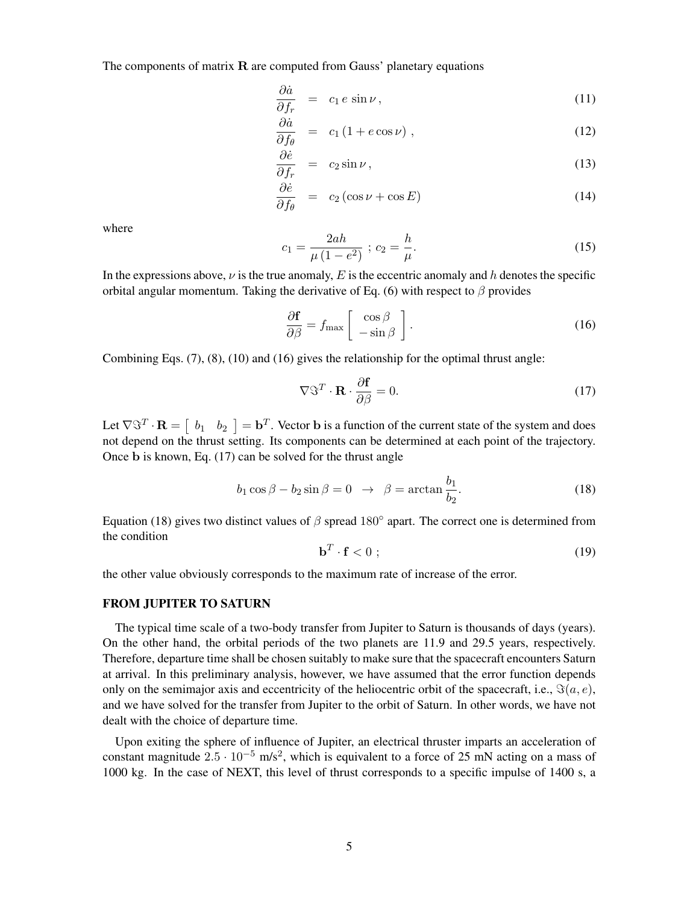The components of matrix $\mathbf{R}$ are computed from Gauss' planetary equations

$$\frac{\partial \dot{a}}{\partial f_r} = c_1 \, e \, \sin \nu \,, \tag{11}$$

$$\frac{\partial \dot{a}}{\partial f_\theta} = c_1 \left(1 + e \cos \nu\right) \,, \tag{12}$$

$$\frac{\partial \dot{e}}{\partial f_r} = c_2 \sin \nu \,, \tag{13}$$

$$\frac{\partial \dot{e}}{\partial f_\theta} = c_2 \left(\cos \nu + \cos E\right) \tag{14}$$

where

$$c_1 = \frac{2ah}{\mu \left(1 - e^2\right)} \; ; \; c_2 = \frac{h}{\mu}. \tag{15}$$

In the expressions above, $\nu$ is the true anomaly, $E$ is the eccentric anomaly and $h$ denotes the specific orbital angular momentum. Taking the derivative of Eq. (6) with respect to $\beta$ provides

$$\frac{\partial \mathbf{f}}{\partial \beta} = f_{\max} \begin{bmatrix} \cos \beta \\ -\sin \beta \end{bmatrix}. \tag{16}$$

Combining Eqs. (7), (8), (10) and (16) gives the relationship for the optimal thrust angle:

$$\nabla \Im^T \cdot \mathbf{R} \cdot \frac{\partial \mathbf{f}}{\partial \beta} = 0. \tag{17}$$

Let $\nabla \Im^T \cdot \mathbf{R} = \begin{bmatrix} b_1 & b_2 \end{bmatrix} = \mathbf{b}^T$. Vector $\mathbf{b}$ is a function of the current state of the system and does not depend on the thrust setting. Its components can be determined at each point of the trajectory. Once $\mathbf{b}$ is known, Eq. (17) can be solved for the thrust angle

$$b_1 \cos \beta - b_2 \sin \beta = 0 \;\; \rightarrow \;\; \beta = \arctan \frac{b_1}{b_2}. \tag{18}$$

Equation (18) gives two distinct values of $\beta$ spread $180^\circ$ apart. The correct one is determined from the condition

$$\mathbf{b}^T \cdot \mathbf{f} < 0 \; ; \tag{19}$$

the other value obviously corresponds to the maximum rate of increase of the error.

## FROM JUPITER TO SATURN

The typical time scale of a two-body transfer from Jupiter to Saturn is thousands of days (years). On the other hand, the orbital periods of the two planets are 11.9 and 29.5 years, respectively. Therefore, departure time shall be chosen suitably to make sure that the spacecraft encounters Saturn at arrival. In this preliminary analysis, however, we have assumed that the error function depends only on the semimajor axis and eccentricity of the heliocentric orbit of the spacecraft, i.e., $\Im(a, e)$, and we have solved for the transfer from Jupiter to the orbit of Saturn. In other words, we have not dealt with the choice of departure time.

Upon exiting the sphere of influence of Jupiter, an electrical thruster imparts an acceleration of constant magnitude $2.5 \cdot 10^{-5}$ m/s$^2$, which is equivalent to a force of 25 mN acting on a mass of 1000 kg. In the case of NEXT, this level of thrust corresponds to a specific impulse of 1400 s, a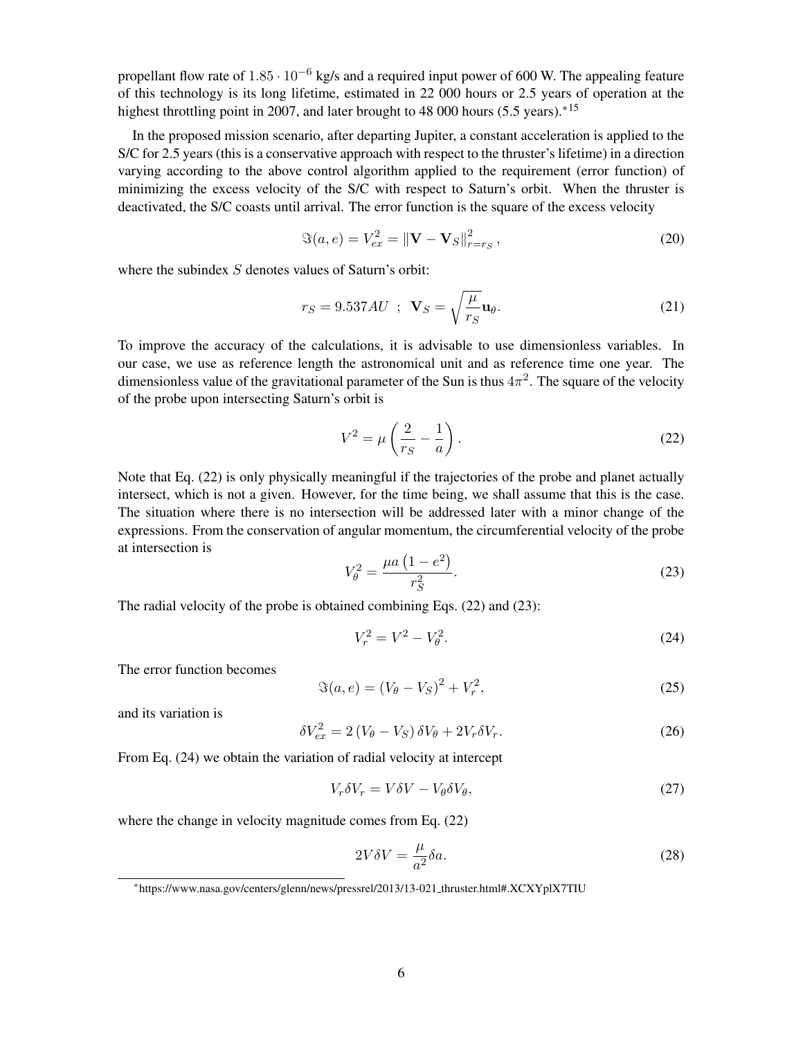propellant flow rate of $1.85 \cdot 10^{-6}$ kg/s and a required input power of 600 W. The appealing feature of this technology is its long lifetime, estimated in 22 000 hours or 2.5 years of operation at the highest throttling point in 2007, and later brought to 48 000 hours (5.5 years).[*15]

In the proposed mission scenario, after departing Jupiter, a constant acceleration is applied to the S/C for 2.5 years (this is a conservative approach with respect to the thruster's lifetime) in a direction varying according to the above control algorithm applied to the requirement (error function) of minimizing the excess velocity of the S/C with respect to Saturn's orbit. When the thruster is deactivated, the S/C coasts until arrival. The error function is the square of the excess velocity

$$\Im(a, e) = V_{ex}^2 = \|\mathbf{V} - \mathbf{V}_S\|_{r=r_S}^2 , \tag{20}$$

where the subindex $S$ denotes values of Saturn's orbit:

$$r_S = 9.537AU \;\; ; \;\; \mathbf{V}_S = \sqrt{\frac{\mu}{r_S}}\mathbf{u}_\theta . \tag{21}$$

To improve the accuracy of the calculations, it is advisable to use dimensionless variables. In our case, we use as reference length the astronomical unit and as reference time one year. The dimensionless value of the gravitational parameter of the Sun is thus $4\pi^2$. The square of the velocity of the probe upon intersecting Saturn's orbit is

$$V^2 = \mu\left(\frac{2}{r_S} - \frac{1}{a}\right). \tag{22}$$

Note that Eq. (22) is only physically meaningful if the trajectories of the probe and planet actually intersect, which is not a given. However, for the time being, we shall assume that this is the case. The situation where there is no intersection will be addressed later with a minor change of the expressions. From the conservation of angular momentum, the circumferential velocity of the probe at intersection is

$$V_\theta^2 = \frac{\mu a\left(1 - e^2\right)}{r_S^2}. \tag{23}$$

The radial velocity of the probe is obtained combining Eqs. (22) and (23):

$$V_r^2 = V^2 - V_\theta^2. \tag{24}$$

The error function becomes

$$\Im(a, e) = \left(V_\theta - V_S\right)^2 + V_r^2, \tag{25}$$

and its variation is

$$\delta V_{ex}^2 = 2\left(V_\theta - V_S\right)\delta V_\theta + 2V_r \delta V_r. \tag{26}$$

From Eq. (24) we obtain the variation of radial velocity at intercept

$$V_r \delta V_r = V\delta V - V_\theta \delta V_\theta, \tag{27}$$

where the change in velocity magnitude comes from Eq. (22)

$$2V\delta V = \frac{\mu}{a^2}\delta a. \tag{28}$$

[*] https://www.nasa.gov/centers/glenn/news/pressrel/2013/13-021_thruster.html#.XCXYplX7TIU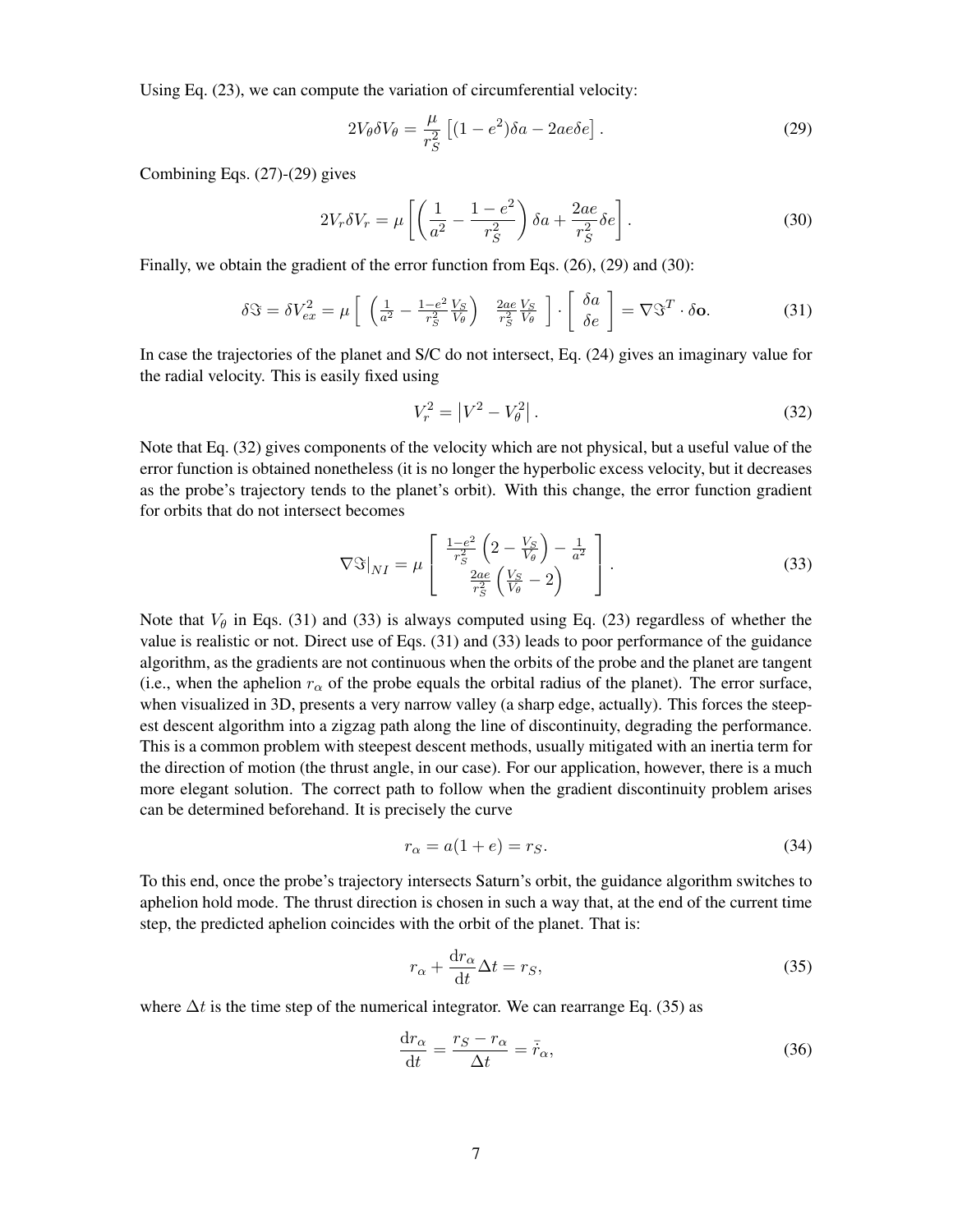Using Eq. (23), we can compute the variation of circumferential velocity:

$$
2V_\theta \delta V_\theta = \frac{\mu}{r_S^2}\left[(1-e^2)\delta a - 2ae\delta e\right]. \tag{29}
$$

Combining Eqs. (27)-(29) gives

$$
2V_r \delta V_r = \mu\left[\left(\frac{1}{a^2} - \frac{1-e^2}{r_S^2}\right)\delta a + \frac{2ae}{r_S^2}\delta e\right]. \tag{30}
$$

Finally, we obtain the gradient of the error function from Eqs. (26), (29) and (30):

$$
\delta\Im = \delta V_{ex}^2 = \mu \begin{bmatrix} \left(\frac{1}{a^2} - \frac{1-e^2}{r_S^2}\frac{V_S}{V_\theta}\right) & \frac{2ae}{r_S^2}\frac{V_S}{V_\theta} \end{bmatrix} \cdot \begin{bmatrix} \delta a \\ \delta e \end{bmatrix} = \nabla\Im^T \cdot \delta\mathbf{o}. \tag{31}
$$

In case the trajectories of the planet and S/C do not intersect, Eq. (24) gives an imaginary value for the radial velocity. This is easily fixed using

$$
V_r^2 = \left|V^2 - V_\theta^2\right|. \tag{32}
$$

Note that Eq. (32) gives components of the velocity which are not physical, but a useful value of the error function is obtained nonetheless (it is no longer the hyperbolic excess velocity, but it decreases as the probe's trajectory tends to the planet's orbit). With this change, the error function gradient for orbits that do not intersect becomes

$$
\nabla\Im|_{NI} = \mu \begin{bmatrix} \frac{1-e^2}{r_S^2}\left(2 - \frac{V_S}{V_\theta}\right) - \frac{1}{a^2} \\ \frac{2ae}{r_S^2}\left(\frac{V_S}{V_\theta} - 2\right) \end{bmatrix}. \tag{33}
$$

Note that $V_\theta$ in Eqs. (31) and (33) is always computed using Eq. (23) regardless of whether the value is realistic or not. Direct use of Eqs. (31) and (33) leads to poor performance of the guidance algorithm, as the gradients are not continuous when the orbits of the probe and the planet are tangent (i.e., when the aphelion $r_\alpha$ of the probe equals the orbital radius of the planet). The error surface, when visualized in 3D, presents a very narrow valley (a sharp edge, actually). This forces the steepest descent algorithm into a zigzag path along the line of discontinuity, degrading the performance. This is a common problem with steepest descent methods, usually mitigated with an inertia term for the direction of motion (the thrust angle, in our case). For our application, however, there is a much more elegant solution. The correct path to follow when the gradient discontinuity problem arises can be determined beforehand. It is precisely the curve

$$
r_\alpha = a(1+e) = r_S. \tag{34}
$$

To this end, once the probe's trajectory intersects Saturn's orbit, the guidance algorithm switches to aphelion hold mode. The thrust direction is chosen in such a way that, at the end of the current time step, the predicted aphelion coincides with the orbit of the planet. That is:

$$
r_\alpha + \frac{\mathrm{d}r_\alpha}{\mathrm{d}t}\Delta t = r_S, \tag{35}
$$

where $\Delta t$ is the time step of the numerical integrator. We can rearrange Eq. (35) as

$$
\frac{\mathrm{d}r_\alpha}{\mathrm{d}t} = \frac{r_S - r_\alpha}{\Delta t} = \bar{\dot{r}}_\alpha, \tag{36}
$$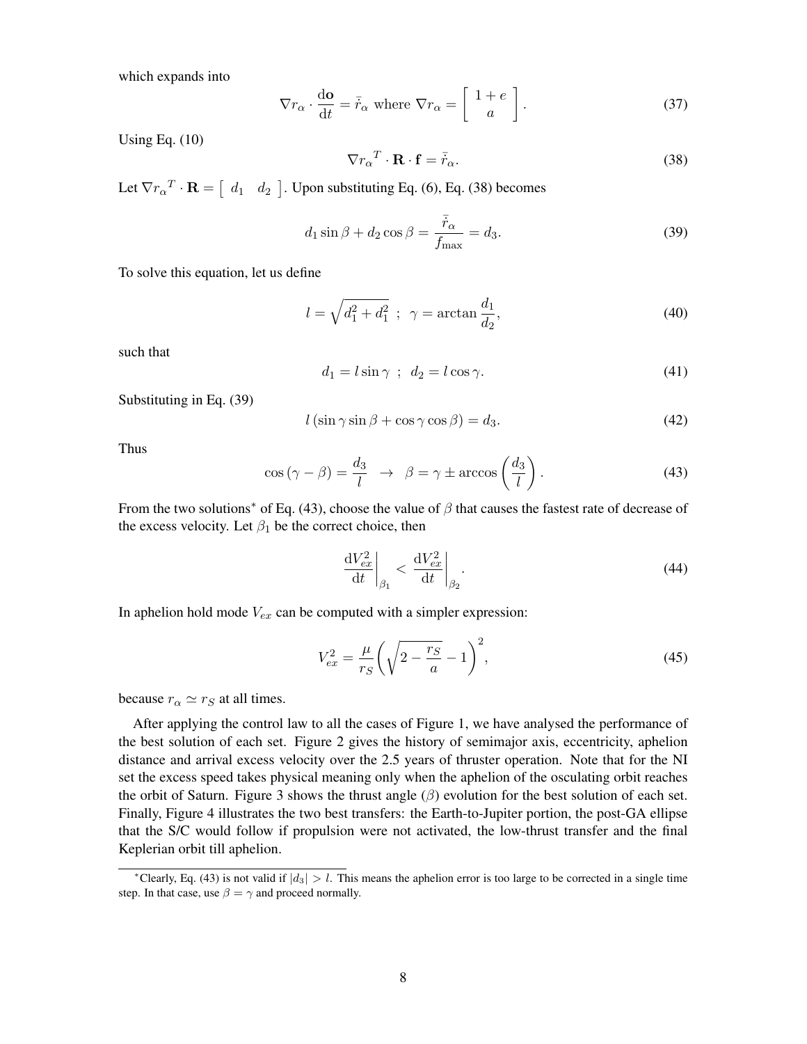which expands into

$$\nabla r_\alpha \cdot \frac{\mathrm{d}\mathbf{o}}{\mathrm{d}t} = \bar{\dot{r}}_\alpha \text{ where } \nabla r_\alpha = \begin{bmatrix} 1+e \\ a \end{bmatrix}. \tag{37}$$

Using Eq. (10)

$$\nabla r_\alpha{}^T \cdot \mathbf{R} \cdot \mathbf{f} = \bar{\dot{r}}_\alpha. \tag{38}$$

Let $\nabla r_\alpha{}^T \cdot \mathbf{R} = \begin{bmatrix} d_1 & d_2 \end{bmatrix}$. Upon substituting Eq. (6), Eq. (38) becomes

$$d_1 \sin\beta + d_2 \cos\beta = \frac{\bar{\dot{r}}_\alpha}{f_{\max}} = d_3. \tag{39}$$

To solve this equation, let us define

$$l = \sqrt{d_1^2 + d_1^2} \;\; ; \;\; \gamma = \arctan\frac{d_1}{d_2}, \tag{40}$$

such that

$$d_1 = l\sin\gamma \;\; ; \;\; d_2 = l\cos\gamma. \tag{41}$$

Substituting in Eq. (39)

$$l\left(\sin\gamma\sin\beta + \cos\gamma\cos\beta\right) = d_3. \tag{42}$$

Thus

$$\cos\left(\gamma - \beta\right) = \frac{d_3}{l} \;\; \rightarrow \;\; \beta = \gamma \pm \arccos\left(\frac{d_3}{l}\right). \tag{43}$$

From the two solutions* of Eq. (43), choose the value of $\beta$ that causes the fastest rate of decrease of the excess velocity. Let $\beta_1$ be the correct choice, then

$$\left.\frac{\mathrm{d}V_{ex}^2}{\mathrm{d}t}\right|_{\beta_1} < \left.\frac{\mathrm{d}V_{ex}^2}{\mathrm{d}t}\right|_{\beta_2}. \tag{44}$$

In aphelion hold mode $V_{ex}$ can be computed with a simpler expression:

$$V_{ex}^2 = \frac{\mu}{r_S}\left(\sqrt{2 - \frac{r_S}{a}} - 1\right)^2, \tag{45}$$

because $r_\alpha \simeq r_S$ at all times.

After applying the control law to all the cases of Figure 1, we have analysed the performance of the best solution of each set. Figure 2 gives the history of semimajor axis, eccentricity, aphelion distance and arrival excess velocity over the 2.5 years of thruster operation. Note that for the NI set the excess speed takes physical meaning only when the aphelion of the osculating orbit reaches the orbit of Saturn. Figure 3 shows the thrust angle ($\beta$) evolution for the best solution of each set. Finally, Figure 4 illustrates the two best transfers: the Earth-to-Jupiter portion, the post-GA ellipse that the S/C would follow if propulsion were not activated, the low-thrust transfer and the final Keplerian orbit till aphelion.

*Clearly, Eq. (43) is not valid if $|d_3| > l$. This means the aphelion error is too large to be corrected in a single time step. In that case, use $\beta = \gamma$ and proceed normally.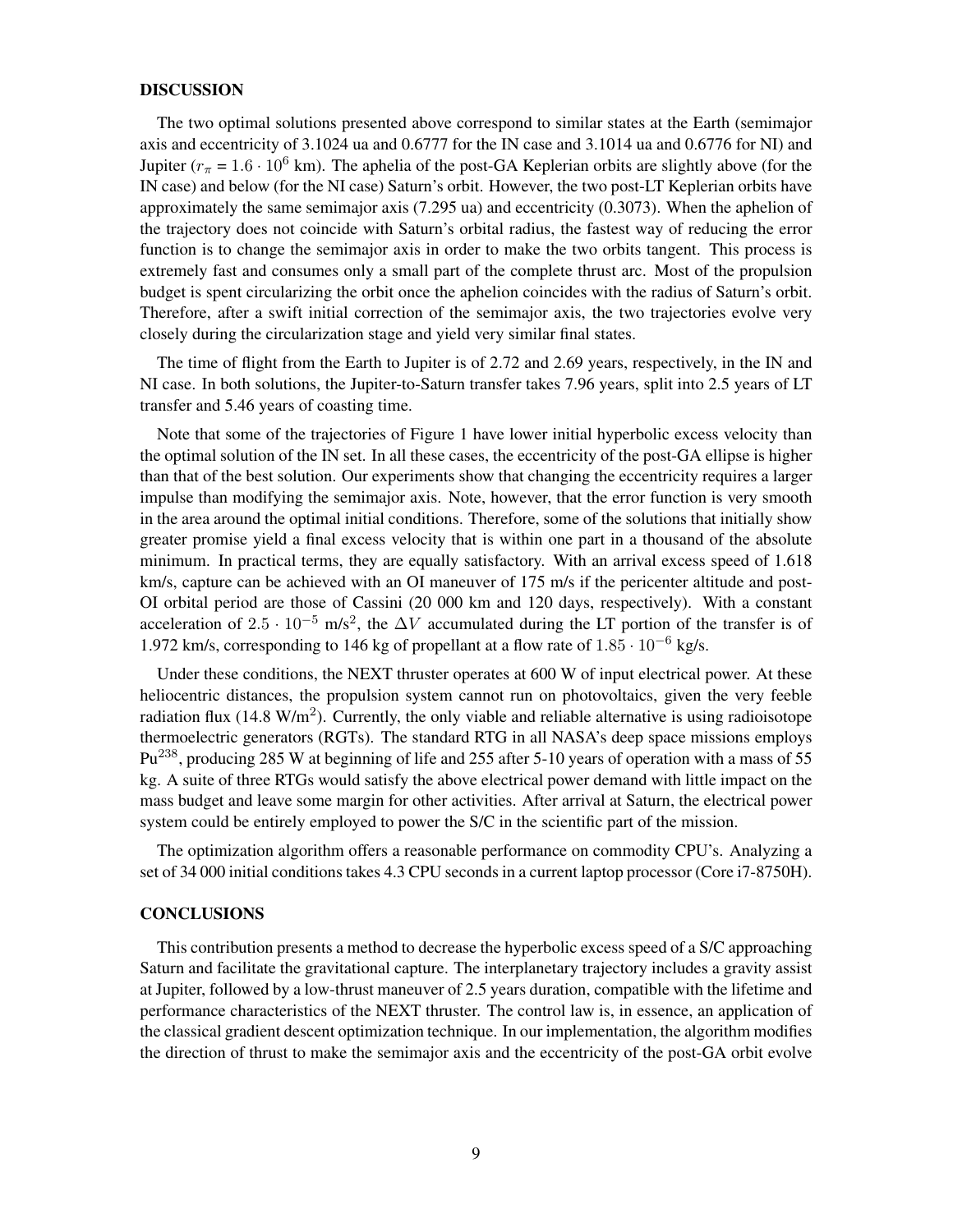## DISCUSSION

The two optimal solutions presented above correspond to similar states at the Earth (semimajor axis and eccentricity of 3.1024 ua and 0.6777 for the IN case and 3.1014 ua and 0.6776 for NI) and Jupiter ($r_\pi = 1.6 \cdot 10^6$ km). The aphelia of the post-GA Keplerian orbits are slightly above (for the IN case) and below (for the NI case) Saturn's orbit. However, the two post-LT Keplerian orbits have approximately the same semimajor axis (7.295 ua) and eccentricity (0.3073). When the aphelion of the trajectory does not coincide with Saturn's orbital radius, the fastest way of reducing the error function is to change the semimajor axis in order to make the two orbits tangent. This process is extremely fast and consumes only a small part of the complete thrust arc. Most of the propulsion budget is spent circularizing the orbit once the aphelion coincides with the radius of Saturn's orbit. Therefore, after a swift initial correction of the semimajor axis, the two trajectories evolve very closely during the circularization stage and yield very similar final states.

The time of flight from the Earth to Jupiter is of 2.72 and 2.69 years, respectively, in the IN and NI case. In both solutions, the Jupiter-to-Saturn transfer takes 7.96 years, split into 2.5 years of LT transfer and 5.46 years of coasting time.

Note that some of the trajectories of Figure 1 have lower initial hyperbolic excess velocity than the optimal solution of the IN set. In all these cases, the eccentricity of the post-GA ellipse is higher than that of the best solution. Our experiments show that changing the eccentricity requires a larger impulse than modifying the semimajor axis. Note, however, that the error function is very smooth in the area around the optimal initial conditions. Therefore, some of the solutions that initially show greater promise yield a final excess velocity that is within one part in a thousand of the absolute minimum. In practical terms, they are equally satisfactory. With an arrival excess speed of 1.618 km/s, capture can be achieved with an OI maneuver of 175 m/s if the pericenter altitude and post-OI orbital period are those of Cassini (20 000 km and 120 days, respectively). With a constant acceleration of $2.5 \cdot 10^{-5}$ m/s$^2$, the $\Delta V$ accumulated during the LT portion of the transfer is of 1.972 km/s, corresponding to 146 kg of propellant at a flow rate of $1.85 \cdot 10^{-6}$ kg/s.

Under these conditions, the NEXT thruster operates at 600 W of input electrical power. At these heliocentric distances, the propulsion system cannot run on photovoltaics, given the very feeble radiation flux (14.8 W/m$^2$). Currently, the only viable and reliable alternative is using radioisotope thermoelectric generators (RGTs). The standard RTG in all NASA's deep space missions employs $Pu^{238}$, producing 285 W at beginning of life and 255 after 5-10 years of operation with a mass of 55 kg. A suite of three RTGs would satisfy the above electrical power demand with little impact on the mass budget and leave some margin for other activities. After arrival at Saturn, the electrical power system could be entirely employed to power the S/C in the scientific part of the mission.

The optimization algorithm offers a reasonable performance on commodity CPU's. Analyzing a set of 34 000 initial conditions takes 4.3 CPU seconds in a current laptop processor (Core i7-8750H).

## CONCLUSIONS

This contribution presents a method to decrease the hyperbolic excess speed of a S/C approaching Saturn and facilitate the gravitational capture. The interplanetary trajectory includes a gravity assist at Jupiter, followed by a low-thrust maneuver of 2.5 years duration, compatible with the lifetime and performance characteristics of the NEXT thruster. The control law is, in essence, an application of the classical gradient descent optimization technique. In our implementation, the algorithm modifies the direction of thrust to make the semimajor axis and the eccentricity of the post-GA orbit evolve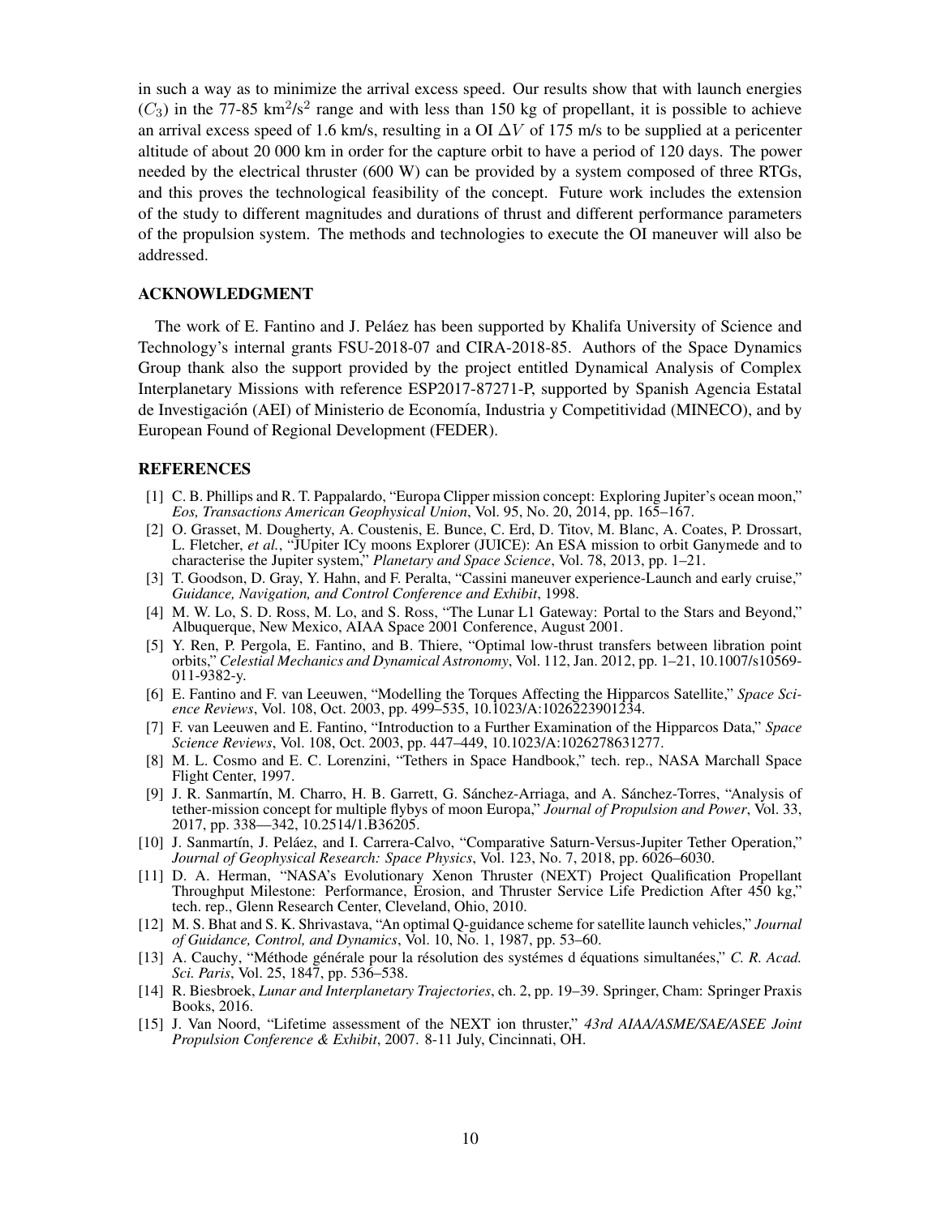in such a way as to minimize the arrival excess speed. Our results show that with launch energies ($C_3$) in the 77-85 km$^2$/s$^2$ range and with less than 150 kg of propellant, it is possible to achieve an arrival excess speed of 1.6 km/s, resulting in a OI $\Delta V$ of 175 m/s to be supplied at a pericenter altitude of about 20 000 km in order for the capture orbit to have a period of 120 days. The power needed by the electrical thruster (600 W) can be provided by a system composed of three RTGs, and this proves the technological feasibility of the concept. Future work includes the extension of the study to different magnitudes and durations of thrust and different performance parameters of the propulsion system. The methods and technologies to execute the OI maneuver will also be addressed.

## ACKNOWLEDGMENT

The work of E. Fantino and J. Peláez has been supported by Khalifa University of Science and Technology's internal grants FSU-2018-07 and CIRA-2018-85. Authors of the Space Dynamics Group thank also the support provided by the project entitled Dynamical Analysis of Complex Interplanetary Missions with reference ESP2017-87271-P, supported by Spanish Agencia Estatal de Investigación (AEI) of Ministerio de Economía, Industria y Competitividad (MINECO), and by European Found of Regional Development (FEDER).

## REFERENCES

[1] C. B. Phillips and R. T. Pappalardo, "Europa Clipper mission concept: Exploring Jupiter's ocean moon," *Eos, Transactions American Geophysical Union*, Vol. 95, No. 20, 2014, pp. 165–167.

[2] O. Grasset, M. Dougherty, A. Coustenis, E. Bunce, C. Erd, D. Titov, M. Blanc, A. Coates, P. Drossart, L. Fletcher, *et al.*, "JUpiter ICy moons Explorer (JUICE): An ESA mission to orbit Ganymede and to characterise the Jupiter system," *Planetary and Space Science*, Vol. 78, 2013, pp. 1–21.

[3] T. Goodson, D. Gray, Y. Hahn, and F. Peralta, "Cassini maneuver experience-Launch and early cruise," *Guidance, Navigation, and Control Conference and Exhibit*, 1998.

[4] M. W. Lo, S. D. Ross, M. Lo, and S. Ross, "The Lunar L1 Gateway: Portal to the Stars and Beyond," Albuquerque, New Mexico, AIAA Space 2001 Conference, August 2001.

[5] Y. Ren, P. Pergola, E. Fantino, and B. Thiere, "Optimal low-thrust transfers between libration point orbits," *Celestial Mechanics and Dynamical Astronomy*, Vol. 112, Jan. 2012, pp. 1–21, 10.1007/s10569-011-9382-y.

[6] E. Fantino and F. van Leeuwen, "Modelling the Torques Affecting the Hipparcos Satellite," *Space Science Reviews*, Vol. 108, Oct. 2003, pp. 499–535, 10.1023/A:1026223901234.

[7] F. van Leeuwen and E. Fantino, "Introduction to a Further Examination of the Hipparcos Data," *Space Science Reviews*, Vol. 108, Oct. 2003, pp. 447–449, 10.1023/A:1026278631277.

[8] M. L. Cosmo and E. C. Lorenzini, "Tethers in Space Handbook," tech. rep., NASA Marchall Space Flight Center, 1997.

[9] J. R. Sanmartín, M. Charro, H. B. Garrett, G. Sánchez-Arriaga, and A. Sánchez-Torres, "Analysis of tether-mission concept for multiple flybys of moon Europa," *Journal of Propulsion and Power*, Vol. 33, 2017, pp. 338—342, 10.2514/1.B36205.

[10] J. Sanmartín, J. Peláez, and I. Carrera-Calvo, "Comparative Saturn-Versus-Jupiter Tether Operation," *Journal of Geophysical Research: Space Physics*, Vol. 123, No. 7, 2018, pp. 6026–6030.

[11] D. A. Herman, "NASA's Evolutionary Xenon Thruster (NEXT) Project Qualification Propellant Throughput Milestone: Performance, Erosion, and Thruster Service Life Prediction After 450 kg," tech. rep., Glenn Research Center, Cleveland, Ohio, 2010.

[12] M. S. Bhat and S. K. Shrivastava, "An optimal Q-guidance scheme for satellite launch vehicles," *Journal of Guidance, Control, and Dynamics*, Vol. 10, No. 1, 1987, pp. 53–60.

[13] A. Cauchy, "Méthode générale pour la résolution des systémes d équations simultanées," *C. R. Acad. Sci. Paris*, Vol. 25, 1847, pp. 536–538.

[14] R. Biesbroek, *Lunar and Interplanetary Trajectories*, ch. 2, pp. 19–39. Springer, Cham: Springer Praxis Books, 2016.

[15] J. Van Noord, "Lifetime assessment of the NEXT ion thruster," *43rd AIAA/ASME/SAE/ASEE Joint Propulsion Conference & Exhibit*, 2007. 8-11 July, Cincinnati, OH.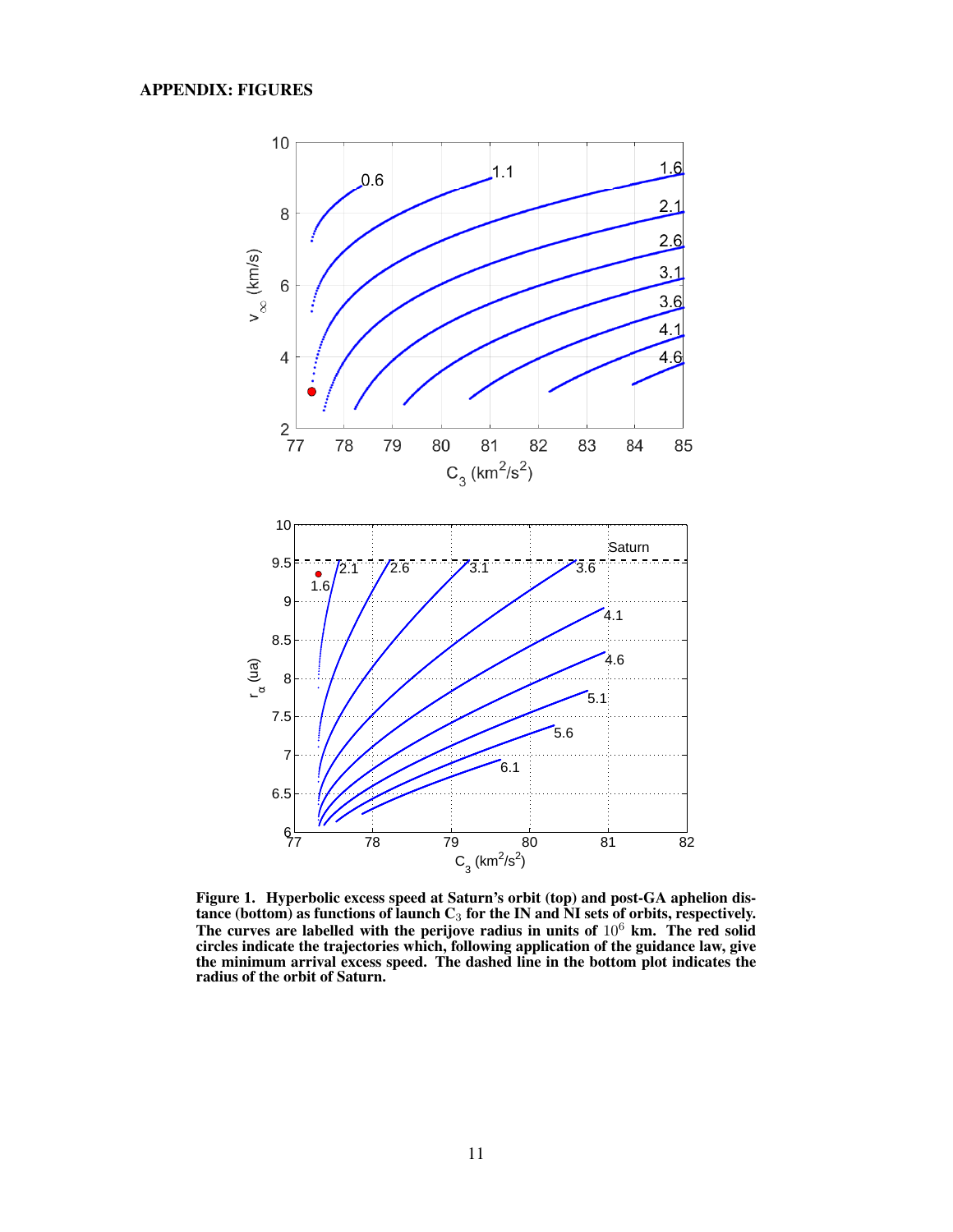## APPENDIX: FIGURES

**Figure 1. Hyperbolic excess speed at Saturn's orbit (top) and post-GA aphelion distance (bottom) as functions of launch $C_3$ for the IN and NI sets of orbits, respectively. The curves are labelled with the perijove radius in units of $10^6$ km. The red solid circles indicate the trajectories which, following application of the guidance law, give the minimum arrival excess speed. The dashed line in the bottom plot indicates the radius of the orbit of Saturn.**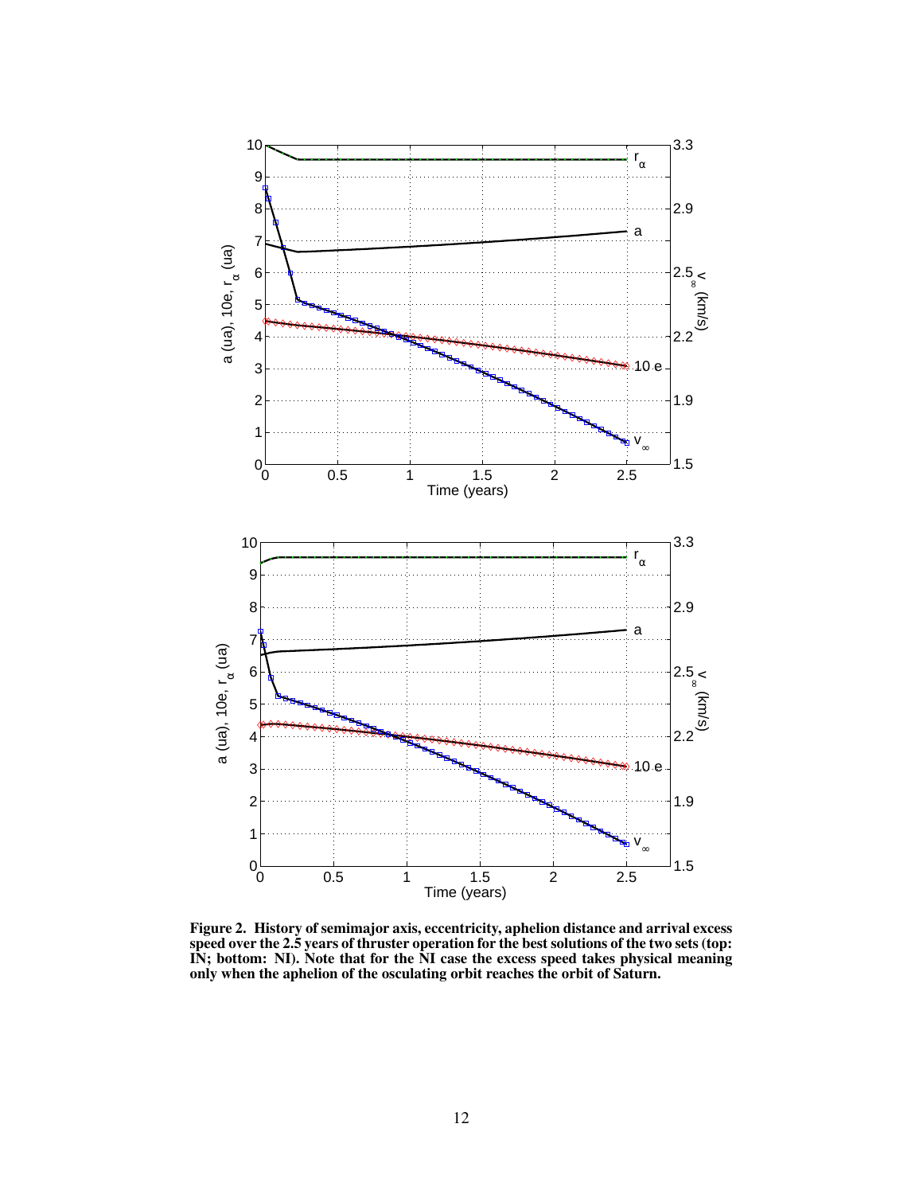**Figure 2. History of semimajor axis, eccentricity, aphelion distance and arrival excess speed over the 2.5 years of thruster operation for the best solutions of the two sets (top: IN; bottom: NI). Note that for the NI case the excess speed takes physical meaning only when the aphelion of the osculating orbit reaches the orbit of Saturn.**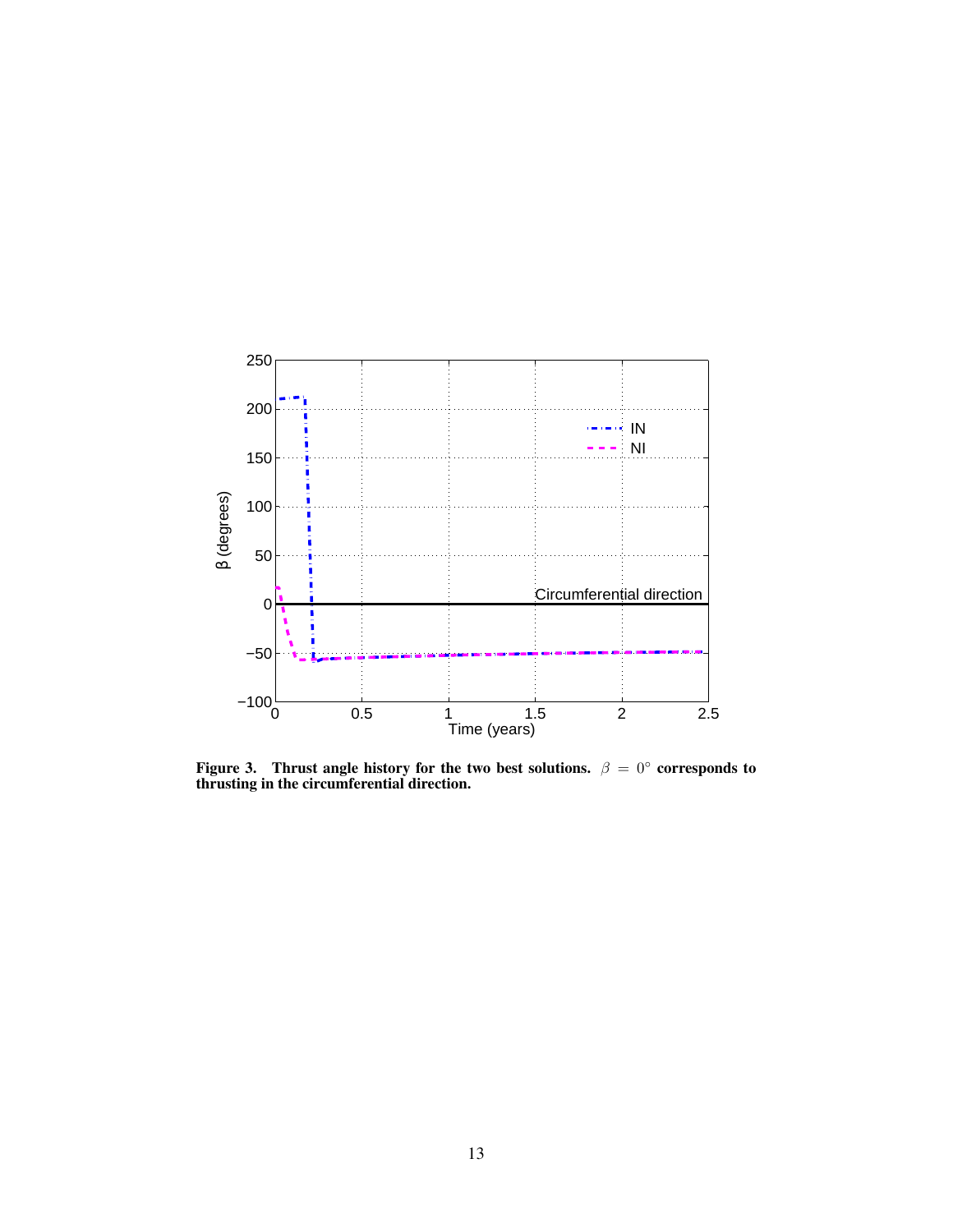**Figure 3. Thrust angle history for the two best solutions. $\beta = 0°$ corresponds to thrusting in the circumferential direction.**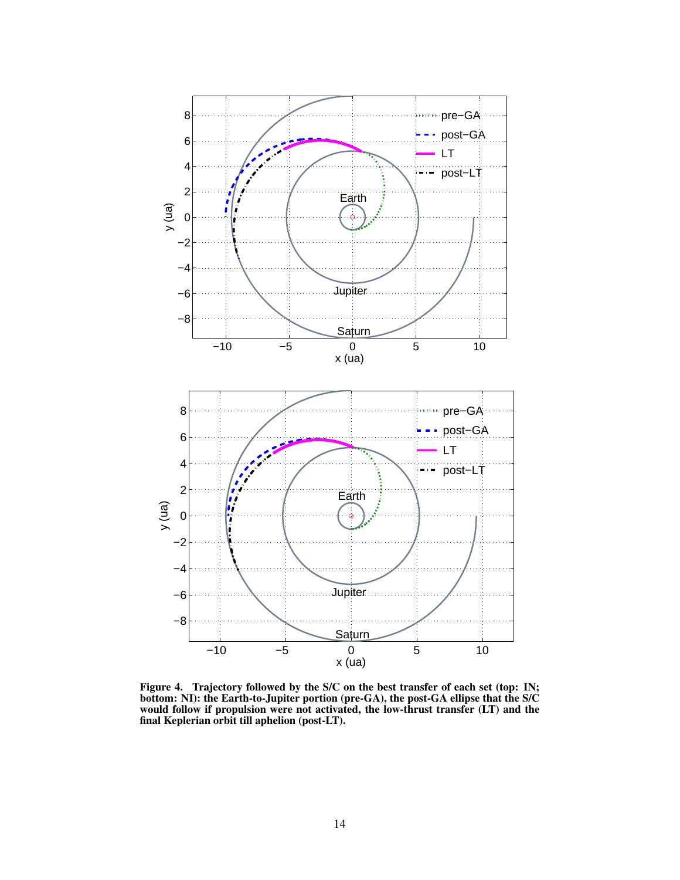pre−GA
post−GA
LT
post−LT
Earth
Jupiter
Saturn
y (ua)
x (ua)
8
6
4
2
0
−2
−4
−6
−8
−10
−5
0
5
10

pre−GA
post−GA
LT
post−LT
Earth
Jupiter
Saturn
y (ua)
x (ua)
8
6
4
2
0
−2
−4
−6
−8
−10
−5
0
5
10

**Figure 4. Trajectory followed by the S/C on the best transfer of each set (top: IN; bottom: NI): the Earth-to-Jupiter portion (pre-GA), the post-GA ellipse that the S/C would follow if propulsion were not activated, the low-thrust transfer (LT) and the final Keplerian orbit till aphelion (post-LT).**